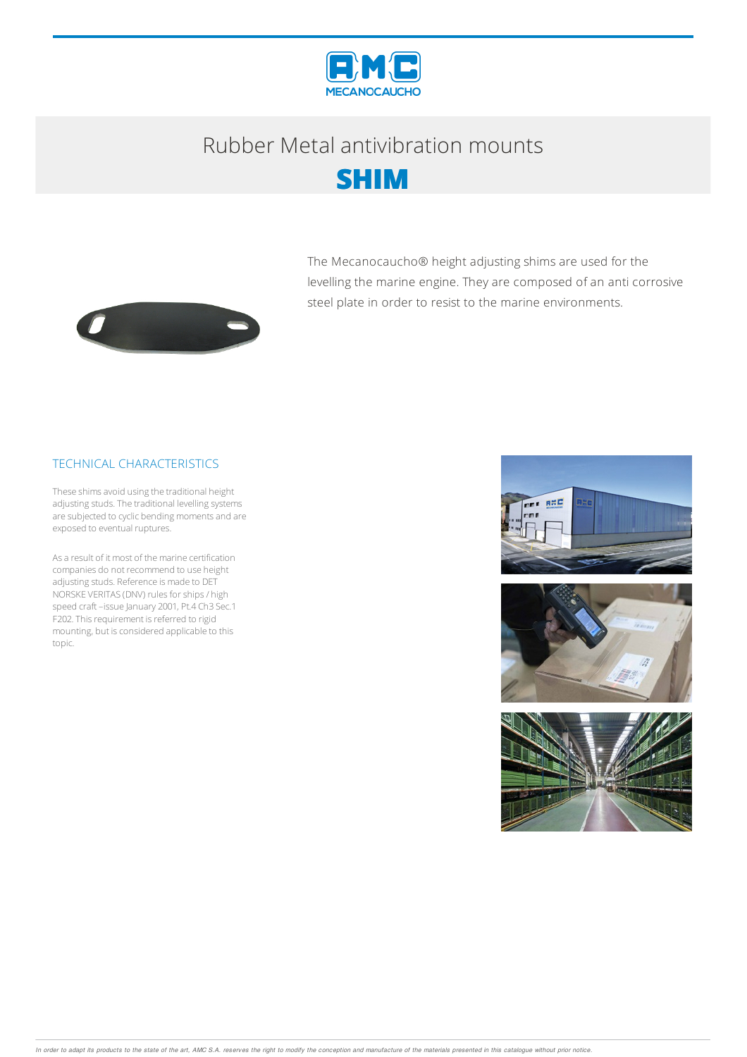# Rubber Metal antivibration mounts

## SHIM

The Mecanocaucho® height adjusting shims are used for the levelling the marine engine. They are composed of an anti corrosive steel plate in order to resist to the marine environments.

### TECHNICAL CHARACTERISTICS

These shims avoid using the traditional height adjusting studs. The traditional levelling systems are subjected to cyclic bending moments and are exposed to eventual ruptures.

As a result of it most of the marine certification companies do not recommend to use height adjusting studs. Reference is made to DET NORSKE VERITAS (DNV) rules for ships / high speed craft –issue January 2001, Pt.4 Ch3 Sec.1 F202. This requirement is referred to rigid mounting, but is considered applicable to this topic.

*In order to adapt its products to the state of the art, AMC S.A. reserves the right to modify the conception and manufacture of the materials presented in this catalogue without prior notice.*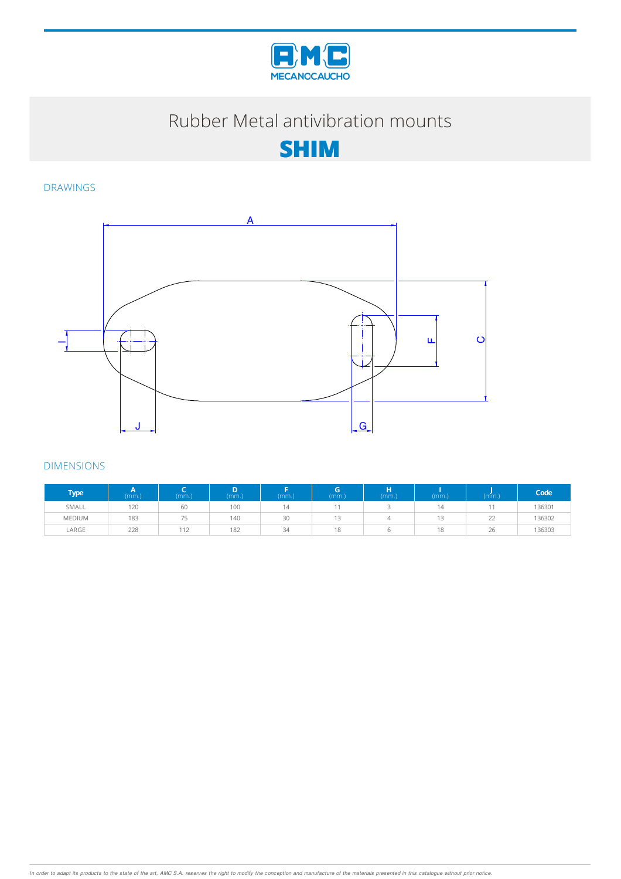# Rubber Metal antivibration mounts

## SHIM

### DRAWINGS

A

I

F

C

J

G

### DIMENSIONS

| Type | A (mm.) | C (mm.) | D (mm.) | F (mm.) | G (mm.) | H (mm.) | I (mm.) | J (mm.) | Code |
|---|---|---|---|---|---|---|---|---|---|
| SMALL | 120 | 60 | 100 | 14 | 11 | 3 | 14 | 11 | 136301 |
| MEDIUM | 183 | 75 | 140 | 30 | 13 | 4 | 13 | 22 | 136302 |
| LARGE | 228 | 112 | 182 | 34 | 18 | 6 | 18 | 26 | 136303 |

*In order to adapt its products to the state of the art, AMC S.A. reserves the right to modify the conception and manufacture of the materials presented in this catalogue without prior notice.*